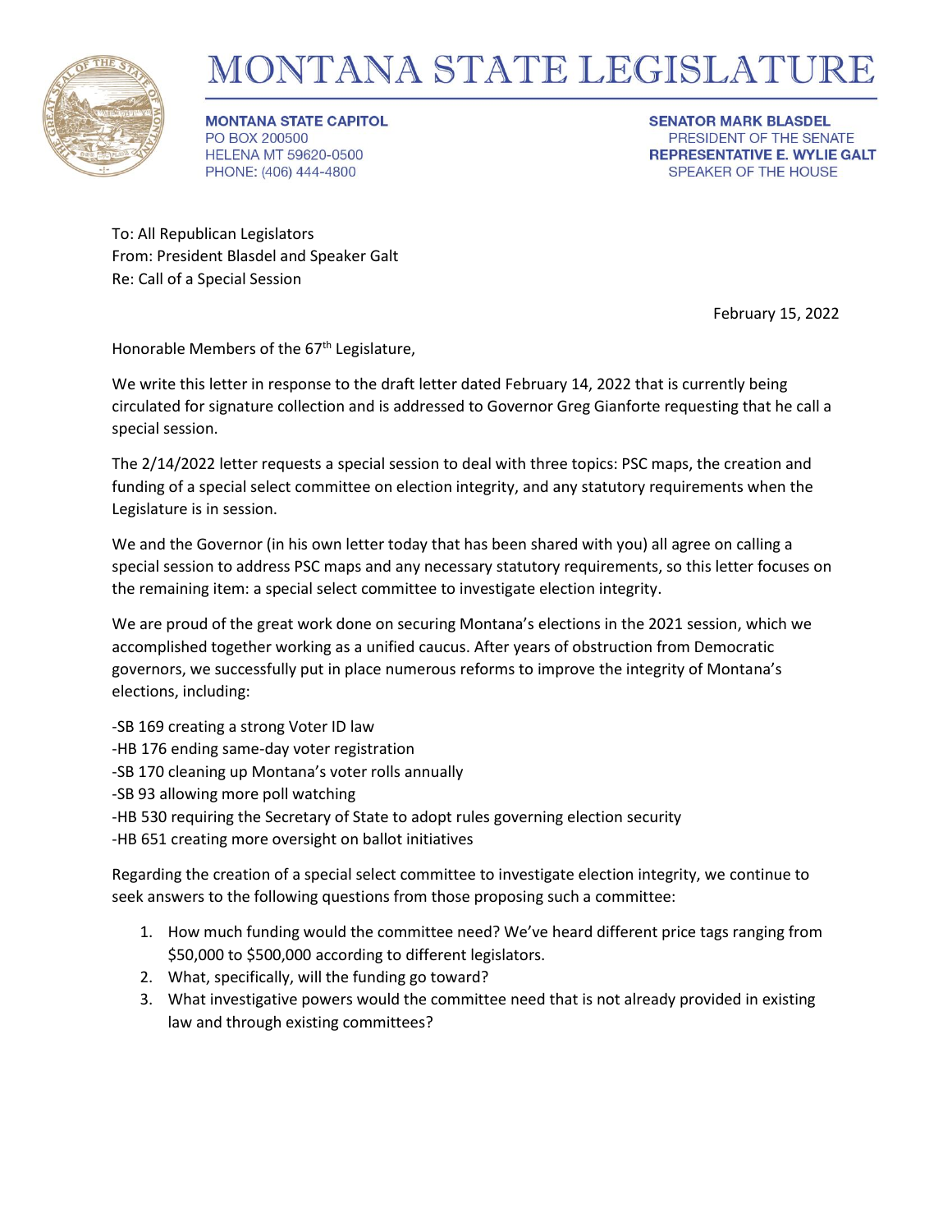# MONTANA STATE LEGISLATURE

**MONTANA STATE CAPITOL**
PO BOX 200500
HELENA MT 59620-0500
PHONE: (406) 444-4800

**SENATOR MARK BLASDEL**
PRESIDENT OF THE SENATE
**REPRESENTATIVE E. WYLIE GALT**
SPEAKER OF THE HOUSE

To: All Republican Legislators
From: President Blasdel and Speaker Galt
Re: Call of a Special Session

February 15, 2022

Honorable Members of the 67th Legislature,

We write this letter in response to the draft letter dated February 14, 2022 that is currently being circulated for signature collection and is addressed to Governor Greg Gianforte requesting that he call a special session.

The 2/14/2022 letter requests a special session to deal with three topics: PSC maps, the creation and funding of a special select committee on election integrity, and any statutory requirements when the Legislature is in session.

We and the Governor (in his own letter today that has been shared with you) all agree on calling a special session to address PSC maps and any necessary statutory requirements, so this letter focuses on the remaining item: a special select committee to investigate election integrity.

We are proud of the great work done on securing Montana's elections in the 2021 session, which we accomplished together working as a unified caucus. After years of obstruction from Democratic governors, we successfully put in place numerous reforms to improve the integrity of Montana's elections, including:

-SB 169 creating a strong Voter ID law
-HB 176 ending same-day voter registration
-SB 170 cleaning up Montana's voter rolls annually
-SB 93 allowing more poll watching
-HB 530 requiring the Secretary of State to adopt rules governing election security
-HB 651 creating more oversight on ballot initiatives

Regarding the creation of a special select committee to investigate election integrity, we continue to seek answers to the following questions from those proposing such a committee:

1. How much funding would the committee need? We've heard different price tags ranging from $50,000 to $500,000 according to different legislators.
2. What, specifically, will the funding go toward?
3. What investigative powers would the committee need that is not already provided in existing law and through existing committees?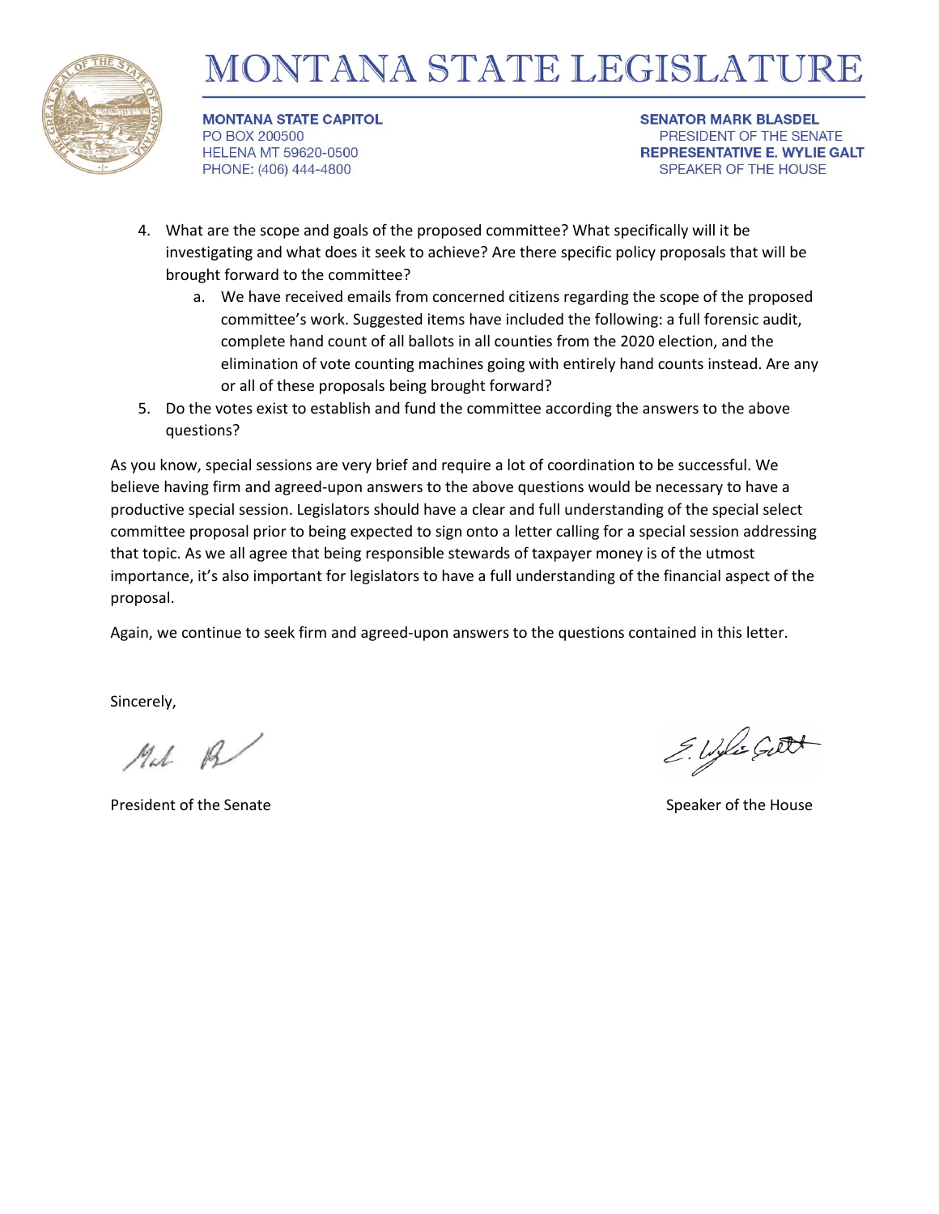# MONTANA STATE LEGISLATURE

**MONTANA STATE CAPITOL**
PO BOX 200500
HELENA MT 59620-0500
PHONE: (406) 444-4800

**SENATOR MARK BLASDEL**
PRESIDENT OF THE SENATE
**REPRESENTATIVE E. WYLIE GALT**
SPEAKER OF THE HOUSE

4. What are the scope and goals of the proposed committee? What specifically will it be investigating and what does it seek to achieve? Are there specific policy proposals that will be brought forward to the committee?
   a. We have received emails from concerned citizens regarding the scope of the proposed committee's work. Suggested items have included the following: a full forensic audit, complete hand count of all ballots in all counties from the 2020 election, and the elimination of vote counting machines going with entirely hand counts instead. Are any or all of these proposals being brought forward?
5. Do the votes exist to establish and fund the committee according the answers to the above questions?

As you know, special sessions are very brief and require a lot of coordination to be successful. We believe having firm and agreed-upon answers to the above questions would be necessary to have a productive special session. Legislators should have a clear and full understanding of the special select committee proposal prior to being expected to sign onto a letter calling for a special session addressing that topic. As we all agree that being responsible stewards of taxpayer money is of the utmost importance, it's also important for legislators to have a full understanding of the financial aspect of the proposal.

Again, we continue to seek firm and agreed-upon answers to the questions contained in this letter.

Sincerely,

President of the Senate

Speaker of the House